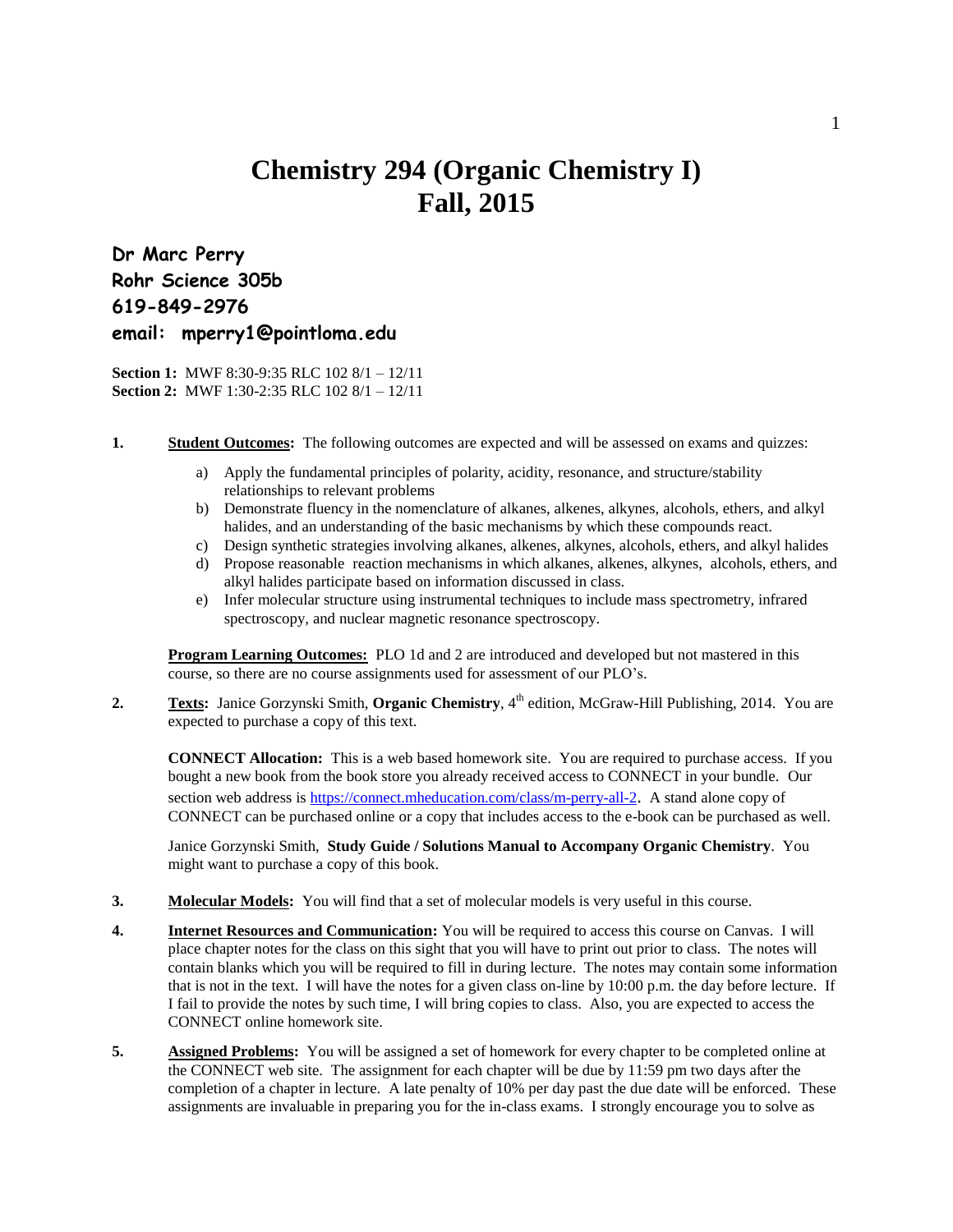# Chemistry 294 (Organic Chemistry I)
# Fall, 2015

**Dr Marc Perry**
**Rohr Science 305b**
**619-849-2976**
**email: mperry1@pointloma.edu**

**Section 1:** MWF 8:30-9:35 RLC 102 8/1 – 12/11
**Section 2:** MWF 1:30-2:35 RLC 102 8/1 – 12/11

**1.** **Student Outcomes:** The following outcomes are expected and will be assessed on exams and quizzes:

a) Apply the fundamental principles of polarity, acidity, resonance, and structure/stability relationships to relevant problems
b) Demonstrate fluency in the nomenclature of alkanes, alkenes, alkynes, alcohols, ethers, and alkyl halides, and an understanding of the basic mechanisms by which these compounds react.
c) Design synthetic strategies involving alkanes, alkenes, alkynes, alcohols, ethers, and alkyl halides
d) Propose reasonable reaction mechanisms in which alkanes, alkenes, alkynes, alcohols, ethers, and alkyl halides participate based on information discussed in class.
e) Infer molecular structure using instrumental techniques to include mass spectrometry, infrared spectroscopy, and nuclear magnetic resonance spectroscopy.

**Program Learning Outcomes:** PLO 1d and 2 are introduced and developed but not mastered in this course, so there are no course assignments used for assessment of our PLO's.

**2.** **Texts:** Janice Gorzynski Smith, **Organic Chemistry**, 4th edition, McGraw-Hill Publishing, 2014. You are expected to purchase a copy of this text.

**CONNECT Allocation:** This is a web based homework site. You are required to purchase access. If you bought a new book from the book store you already received access to CONNECT in your bundle. Our section web address is https://connect.mheducation.com/class/m-perry-all-2. A stand alone copy of CONNECT can be purchased online or a copy that includes access to the e-book can be purchased as well.

Janice Gorzynski Smith, **Study Guide / Solutions Manual to Accompany Organic Chemistry**. You might want to purchase a copy of this book.

**3.** **Molecular Models:** You will find that a set of molecular models is very useful in this course.

**4.** **Internet Resources and Communication:** You will be required to access this course on Canvas. I will place chapter notes for the class on this sight that you will have to print out prior to class. The notes will contain blanks which you will be required to fill in during lecture. The notes may contain some information that is not in the text. I will have the notes for a given class on-line by 10:00 p.m. the day before lecture. If I fail to provide the notes by such time, I will bring copies to class. Also, you are expected to access the CONNECT online homework site.

**5.** **Assigned Problems:** You will be assigned a set of homework for every chapter to be completed online at the CONNECT web site. The assignment for each chapter will be due by 11:59 pm two days after the completion of a chapter in lecture. A late penalty of 10% per day past the due date will be enforced. These assignments are invaluable in preparing you for the in-class exams. I strongly encourage you to solve as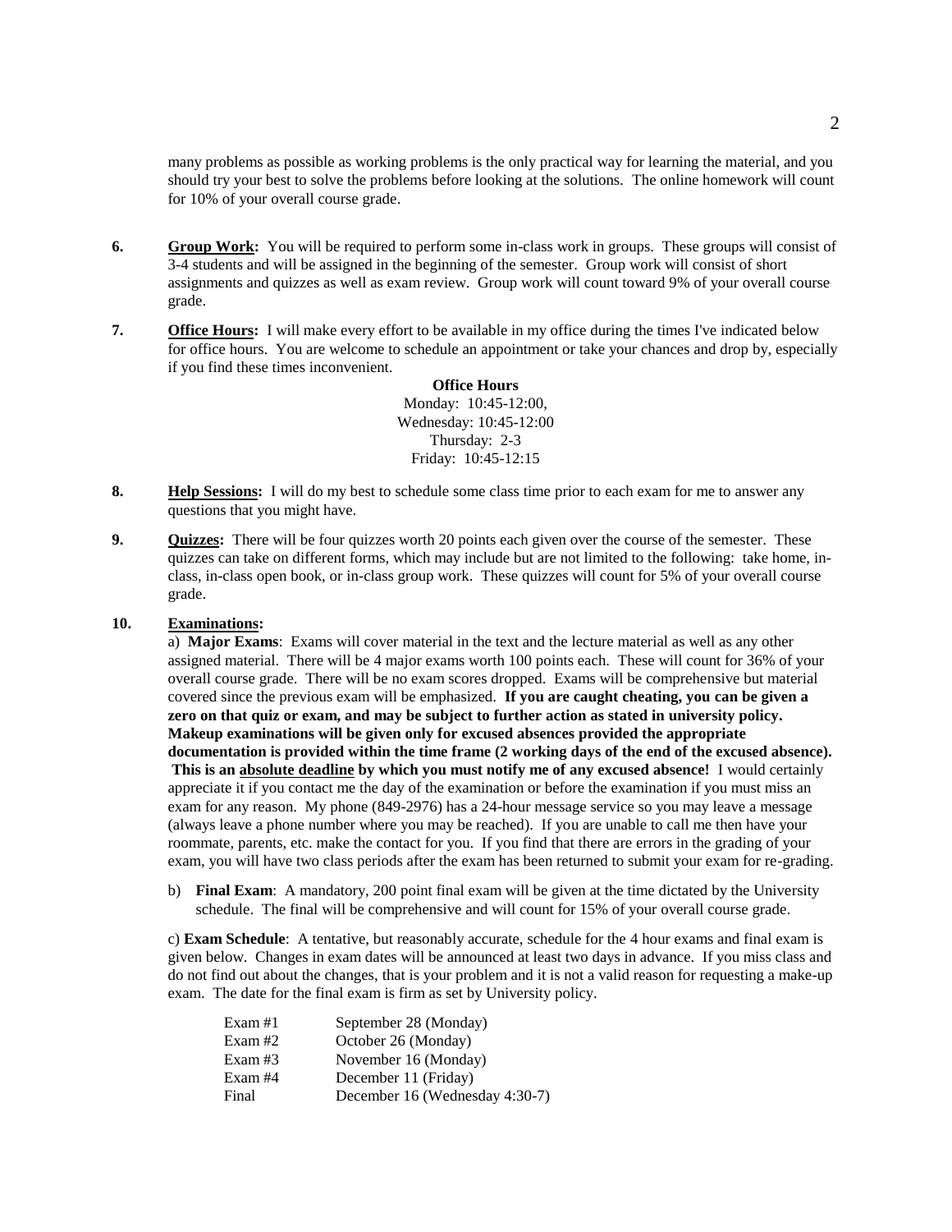many problems as possible as working problems is the only practical way for learning the material, and you should try your best to solve the problems before looking at the solutions. The online homework will count for 10% of your overall course grade.

**6.** **Group Work:** You will be required to perform some in-class work in groups. These groups will consist of 3-4 students and will be assigned in the beginning of the semester. Group work will consist of short assignments and quizzes as well as exam review. Group work will count toward 9% of your overall course grade.

**7.** **Office Hours:** I will make every effort to be available in my office during the times I've indicated below for office hours. You are welcome to schedule an appointment or take your chances and drop by, especially if you find these times inconvenient.

**Office Hours**
Monday: 10:45-12:00,
Wednesday: 10:45-12:00
Thursday: 2-3
Friday: 10:45-12:15

**8.** **Help Sessions:** I will do my best to schedule some class time prior to each exam for me to answer any questions that you might have.

**9.** **Quizzes:** There will be four quizzes worth 20 points each given over the course of the semester. These quizzes can take on different forms, which may include but are not limited to the following: take home, in-class, in-class open book, or in-class group work. These quizzes will count for 5% of your overall course grade.

**10.** **Examinations:**

a) **Major Exams**: Exams will cover material in the text and the lecture material as well as any other assigned material. There will be 4 major exams worth 100 points each. These will count for 36% of your overall course grade. There will be no exam scores dropped. Exams will be comprehensive but material covered since the previous exam will be emphasized. **If you are caught cheating, you can be given a zero on that quiz or exam, and may be subject to further action as stated in university policy. Makeup examinations will be given only for excused absences provided the appropriate documentation is provided within the time frame (2 working days of the end of the excused absence). This is an absolute deadline by which you must notify me of any excused absence!** I would certainly appreciate it if you contact me the day of the examination or before the examination if you must miss an exam for any reason. My phone (849-2976) has a 24-hour message service so you may leave a message (always leave a phone number where you may be reached). If you are unable to call me then have your roommate, parents, etc. make the contact for you. If you find that there are errors in the grading of your exam, you will have two class periods after the exam has been returned to submit your exam for re-grading.

b) **Final Exam**: A mandatory, 200 point final exam will be given at the time dictated by the University schedule. The final will be comprehensive and will count for 15% of your overall course grade.

c) **Exam Schedule**: A tentative, but reasonably accurate, schedule for the 4 hour exams and final exam is given below. Changes in exam dates will be announced at least two days in advance. If you miss class and do not find out about the changes, that is your problem and it is not a valid reason for requesting a make-up exam. The date for the final exam is firm as set by University policy.

| | |
|---|---|
| Exam #1 | September 28 (Monday) |
| Exam #2 | October 26 (Monday) |
| Exam #3 | November 16 (Monday) |
| Exam #4 | December 11 (Friday) |
| Final | December 16 (Wednesday 4:30-7) |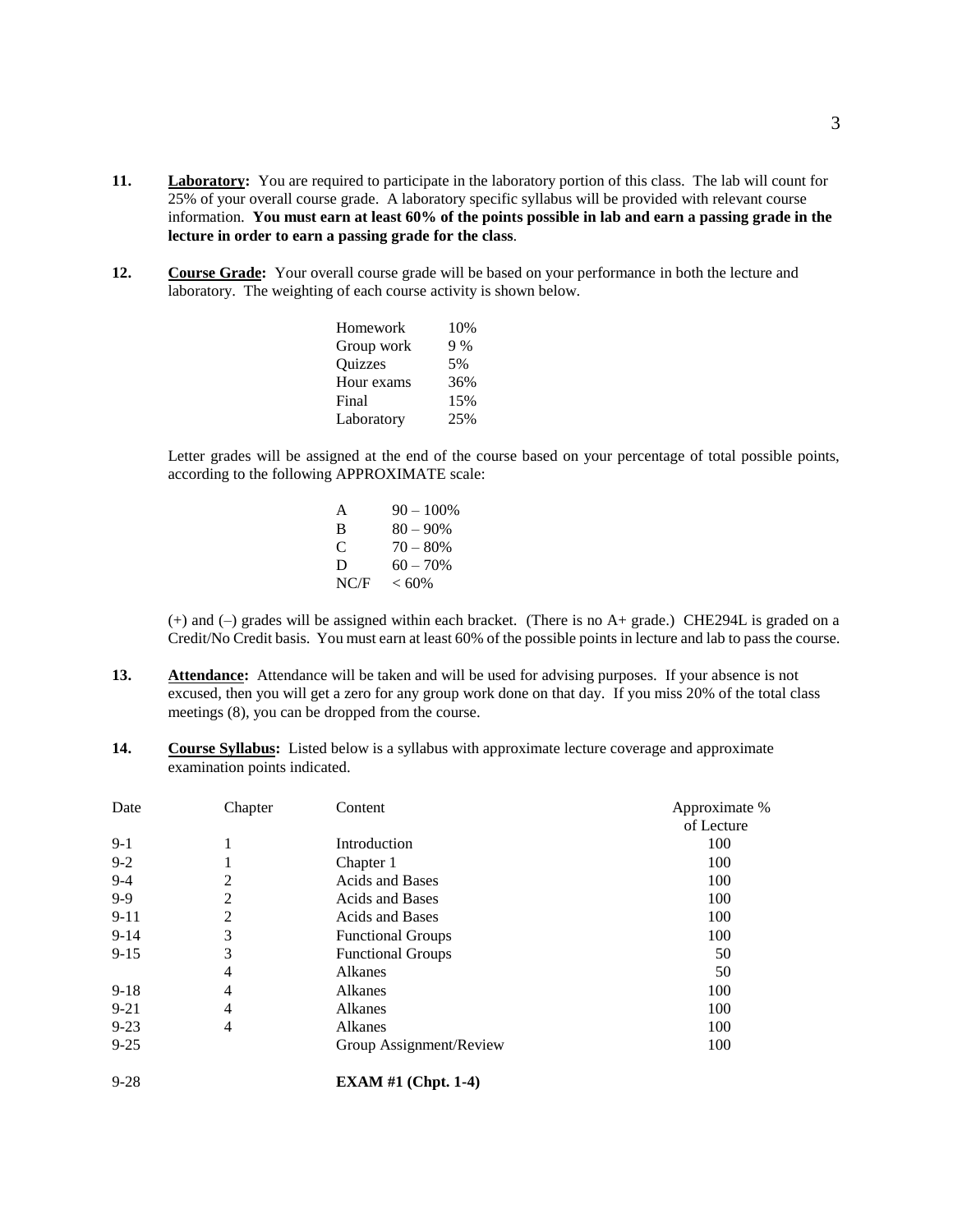**11.** **Laboratory:** You are required to participate in the laboratory portion of this class. The lab will count for 25% of your overall course grade. A laboratory specific syllabus will be provided with relevant course information. **You must earn at least 60% of the points possible in lab and earn a passing grade in the lecture in order to earn a passing grade for the class**.

**12.** **Course Grade:** Your overall course grade will be based on your performance in both the lecture and laboratory. The weighting of each course activity is shown below.

| | |
|---|---|
| Homework | 10% |
| Group work | 9 % |
| Quizzes | 5% |
| Hour exams | 36% |
| Final | 15% |
| Laboratory | 25% |

Letter grades will be assigned at the end of the course based on your percentage of total possible points, according to the following APPROXIMATE scale:

| | |
|---|---|
| A | 90 – 100% |
| B | 80 – 90% |
| C | 70 – 80% |
| D | 60 – 70% |
| NC/F | < 60% |

(+) and (–) grades will be assigned within each bracket. (There is no A+ grade.) CHE294L is graded on a Credit/No Credit basis. You must earn at least 60% of the possible points in lecture and lab to pass the course.

**13.** **Attendance:** Attendance will be taken and will be used for advising purposes. If your absence is not excused, then you will get a zero for any group work done on that day. If you miss 20% of the total class meetings (8), you can be dropped from the course.

**14.** **Course Syllabus:** Listed below is a syllabus with approximate lecture coverage and approximate examination points indicated.

| Date | Chapter | Content | Approximate % of Lecture |
|---|---|---|---|
| 9-1 | 1 | Introduction | 100 |
| 9-2 | 1 | Chapter 1 | 100 |
| 9-4 | 2 | Acids and Bases | 100 |
| 9-9 | 2 | Acids and Bases | 100 |
| 9-11 | 2 | Acids and Bases | 100 |
| 9-14 | 3 | Functional Groups | 100 |
| 9-15 | 3 | Functional Groups | 50 |
| | 4 | Alkanes | 50 |
| 9-18 | 4 | Alkanes | 100 |
| 9-21 | 4 | Alkanes | 100 |
| 9-23 | 4 | Alkanes | 100 |
| 9-25 | | Group Assignment/Review | 100 |
| 9-28 | | **EXAM #1 (Chpt. 1-4)** | |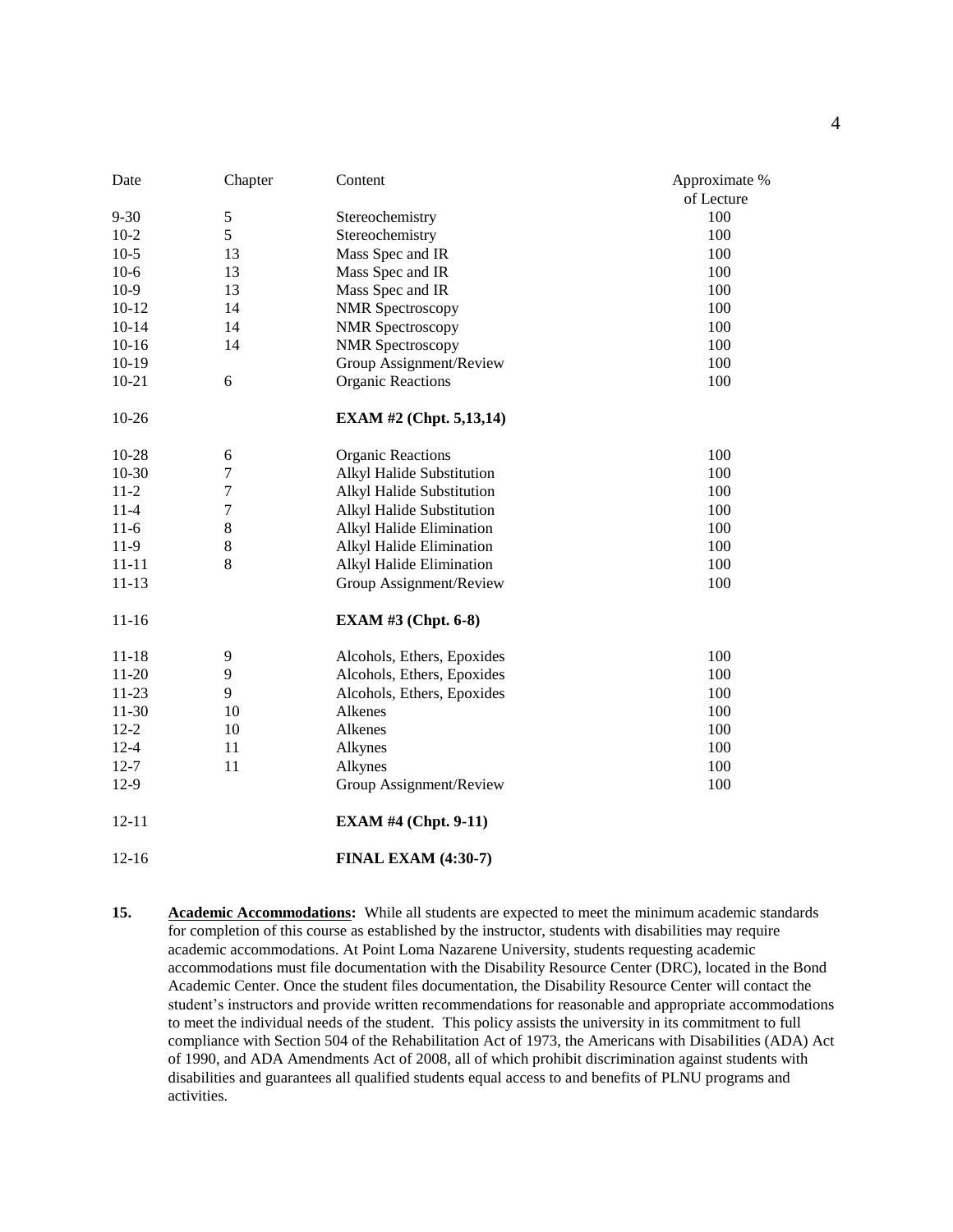| Date | Chapter | Content | Approximate % of Lecture |
|---|---|---|---|
| 9-30 | 5 | Stereochemistry | 100 |
| 10-2 | 5 | Stereochemistry | 100 |
| 10-5 | 13 | Mass Spec and IR | 100 |
| 10-6 | 13 | Mass Spec and IR | 100 |
| 10-9 | 13 | Mass Spec and IR | 100 |
| 10-12 | 14 | NMR Spectroscopy | 100 |
| 10-14 | 14 | NMR Spectroscopy | 100 |
| 10-16 | 14 | NMR Spectroscopy | 100 |
| 10-19 | | Group Assignment/Review | 100 |
| 10-21 | 6 | Organic Reactions | 100 |
| 10-26 | | **EXAM #2 (Chpt. 5,13,14)** | |
| 10-28 | 6 | Organic Reactions | 100 |
| 10-30 | 7 | Alkyl Halide Substitution | 100 |
| 11-2 | 7 | Alkyl Halide Substitution | 100 |
| 11-4 | 7 | Alkyl Halide Substitution | 100 |
| 11-6 | 8 | Alkyl Halide Elimination | 100 |
| 11-9 | 8 | Alkyl Halide Elimination | 100 |
| 11-11 | 8 | Alkyl Halide Elimination | 100 |
| 11-13 | | Group Assignment/Review | 100 |
| 11-16 | | **EXAM #3 (Chpt. 6-8)** | |
| 11-18 | 9 | Alcohols, Ethers, Epoxides | 100 |
| 11-20 | 9 | Alcohols, Ethers, Epoxides | 100 |
| 11-23 | 9 | Alcohols, Ethers, Epoxides | 100 |
| 11-30 | 10 | Alkenes | 100 |
| 12-2 | 10 | Alkenes | 100 |
| 12-4 | 11 | Alkynes | 100 |
| 12-7 | 11 | Alkynes | 100 |
| 12-9 | | Group Assignment/Review | 100 |
| 12-11 | | **EXAM #4 (Chpt. 9-11)** | |
| 12-16 | | **FINAL EXAM (4:30-7)** | |

**15.** **Academic Accommodations:** While all students are expected to meet the minimum academic standards for completion of this course as established by the instructor, students with disabilities may require academic accommodations. At Point Loma Nazarene University, students requesting academic accommodations must file documentation with the Disability Resource Center (DRC), located in the Bond Academic Center. Once the student files documentation, the Disability Resource Center will contact the student's instructors and provide written recommendations for reasonable and appropriate accommodations to meet the individual needs of the student. This policy assists the university in its commitment to full compliance with Section 504 of the Rehabilitation Act of 1973, the Americans with Disabilities (ADA) Act of 1990, and ADA Amendments Act of 2008, all of which prohibit discrimination against students with disabilities and guarantees all qualified students equal access to and benefits of PLNU programs and activities.